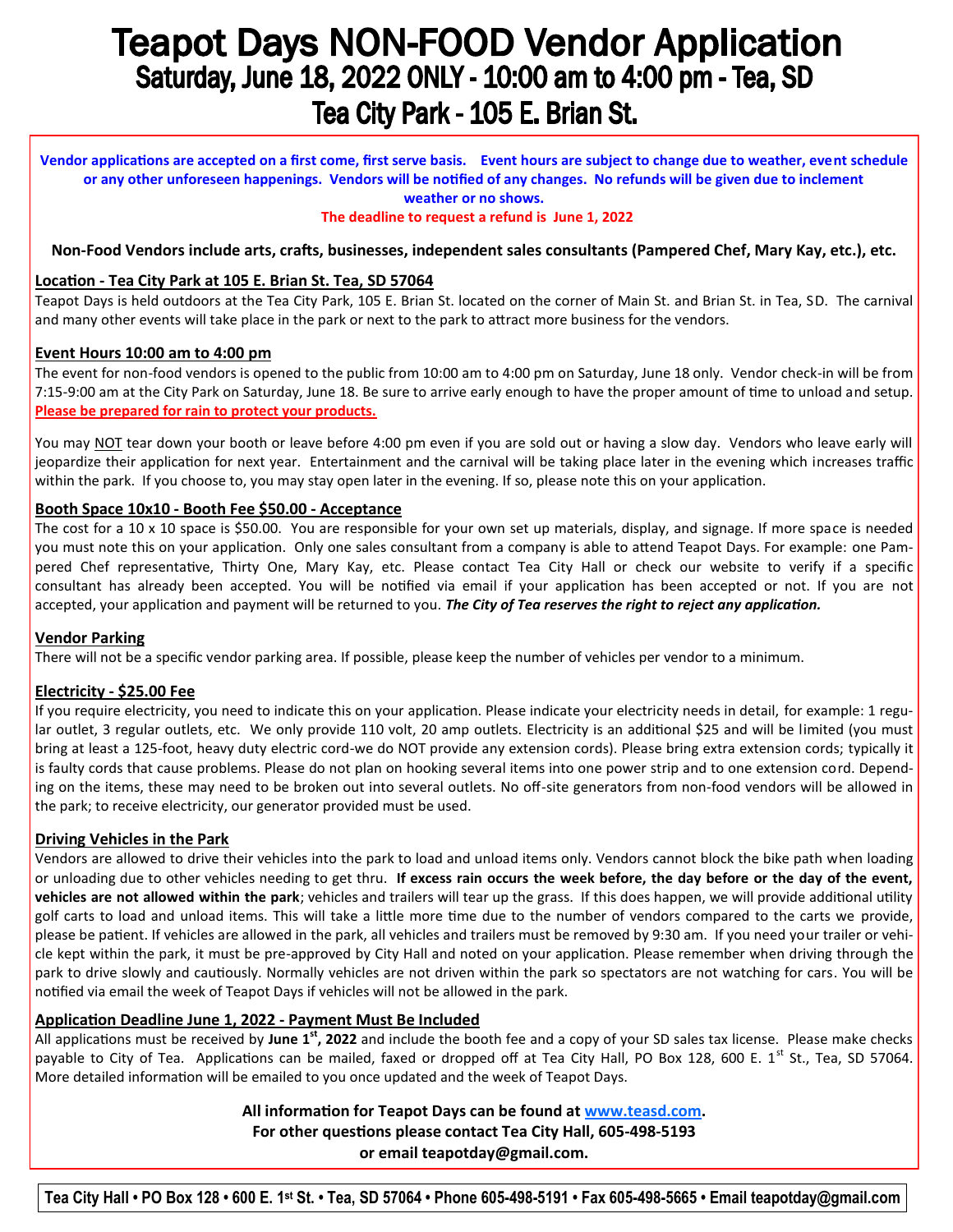# Teapot Days NON-FOOD Vendor Application

## Saturday, June 18, 2022 ONLY - 10:00 am to 4:00 pm - Tea, SD

## Tea City Park - 105 E. Brian St.

**Vendor applications are accepted on a first come, first serve basis. Event hours are subject to change due to weather, event schedule or any other unforeseen happenings. Vendors will be notified of any changes. No refunds will be given due to inclement weather or no shows.**

**The deadline to request a refund is June 1, 2022**

**Non-Food Vendors include arts, crafts, businesses, independent sales consultants (Pampered Chef, Mary Kay, etc.), etc.**

### Location - Tea City Park at 105 E. Brian St. Tea, SD 57064

Teapot Days is held outdoors at the Tea City Park, 105 E. Brian St. located on the corner of Main St. and Brian St. in Tea, SD. The carnival and many other events will take place in the park or next to the park to attract more business for the vendors.

### Event Hours 10:00 am to 4:00 pm

The event for non-food vendors is opened to the public from 10:00 am to 4:00 pm on Saturday, June 18 only. Vendor check-in will be from 7:15-9:00 am at the City Park on Saturday, June 18. Be sure to arrive early enough to have the proper amount of time to unload and setup. **Please be prepared for rain to protect your products.**

You may NOT tear down your booth or leave before 4:00 pm even if you are sold out or having a slow day. Vendors who leave early will jeopardize their application for next year. Entertainment and the carnival will be taking place later in the evening which increases traffic within the park. If you choose to, you may stay open later in the evening. If so, please note this on your application.

### Booth Space 10x10 - Booth Fee $50.00 - Acceptance

The cost for a 10 x 10 space is $50.00. You are responsible for your own set up materials, display, and signage. If more space is needed you must note this on your application. Only one sales consultant from a company is able to attend Teapot Days. For example: one Pampered Chef representative, Thirty One, Mary Kay, etc. Please contact Tea City Hall or check our website to verify if a specific consultant has already been accepted. You will be notified via email if your application has been accepted or not. If you are not accepted, your application and payment will be returned to you. ***The City of Tea reserves the right to reject any application.***

### Vendor Parking

There will not be a specific vendor parking area. If possible, please keep the number of vehicles per vendor to a minimum.

### Electricity - $25.00 Fee

If you require electricity, you need to indicate this on your application. Please indicate your electricity needs in detail, for example: 1 regular outlet, 3 regular outlets, etc. We only provide 110 volt, 20 amp outlets. Electricity is an additional $25 and will be limited (you must bring at least a 125-foot, heavy duty electric cord-we do NOT provide any extension cords). Please bring extra extension cords; typically it is faulty cords that cause problems. Please do not plan on hooking several items into one power strip and to one extension cord. Depending on the items, these may need to be broken out into several outlets. No off-site generators from non-food vendors will be allowed in the park; to receive electricity, our generator provided must be used.

### Driving Vehicles in the Park

Vendors are allowed to drive their vehicles into the park to load and unload items only. Vendors cannot block the bike path when loading or unloading due to other vehicles needing to get thru. **If excess rain occurs the week before, the day before or the day of the event, vehicles are not allowed within the park**; vehicles and trailers will tear up the grass. If this does happen, we will provide additional utility golf carts to load and unload items. This will take a little more time due to the number of vendors compared to the carts we provide, please be patient. If vehicles are allowed in the park, all vehicles and trailers must be removed by 9:30 am. If you need your trailer or vehicle kept within the park, it must be pre-approved by City Hall and noted on your application. Please remember when driving through the park to drive slowly and cautiously. Normally vehicles are not driven within the park so spectators are not watching for cars. You will be notified via email the week of Teapot Days if vehicles will not be allowed in the park.

### Application Deadline June 1, 2022 - Payment Must Be Included

All applications must be received by **June 1st, 2022** and include the booth fee and a copy of your SD sales tax license. Please make checks payable to City of Tea. Applications can be mailed, faxed or dropped off at Tea City Hall, PO Box 128, 600 E. 1st St., Tea, SD 57064. More detailed information will be emailed to you once updated and the week of Teapot Days.

**All information for Teapot Days can be found at www.teasd.com.**
**For other questions please contact Tea City Hall, 605-498-5193**
**or email teapotday@gmail.com.**

**Tea City Hall • PO Box 128 • 600 E. 1st St. • Tea, SD 57064 • Phone 605-498-5191 • Fax 605-498-5665 • Email teapotday@gmail.com**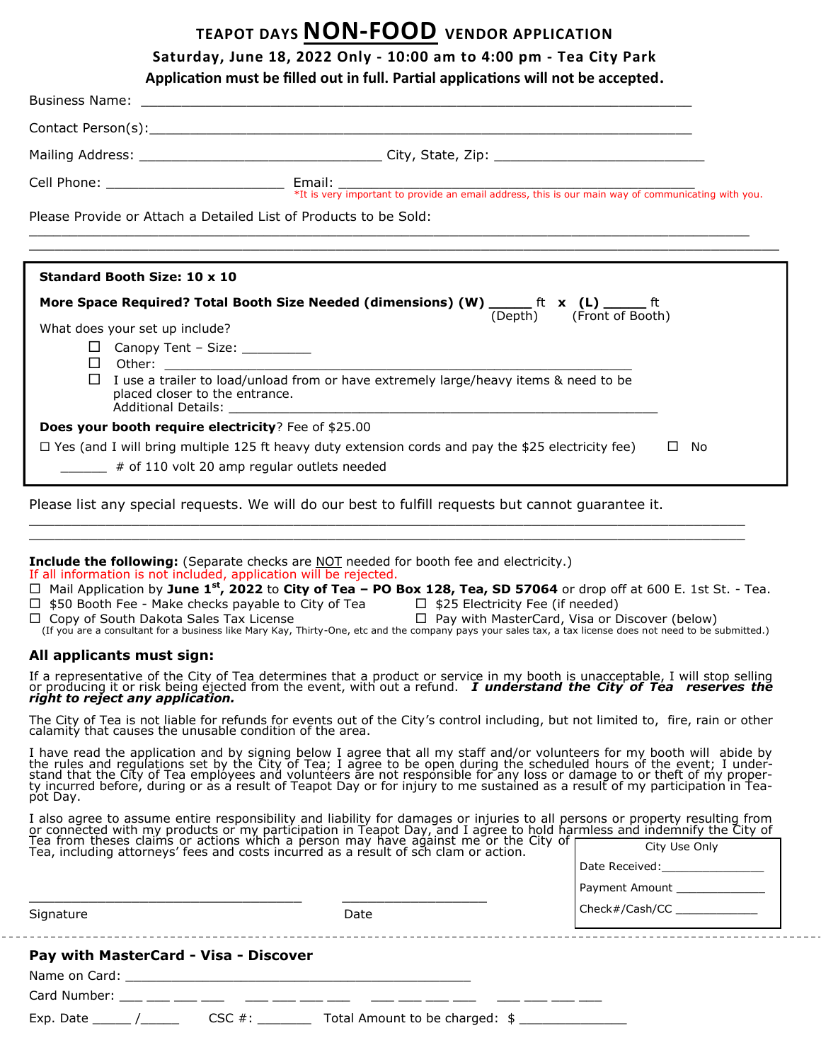# TEAPOT DAYS **NON-FOOD** VENDOR APPLICATION

**Saturday, June 18, 2022 Only - 10:00 am to 4:00 pm - Tea City Park**

**Application must be filled out in full. Partial applications will not be accepted.**

Business Name: ______________________________________________________________________

Contact Person(s):____________________________________________________________________

Mailing Address: ______________________________ City, State, Zip: __________________________

Cell Phone: ______________________ Email: ____________________________________________

*It is very important to provide an email address, this is our main way of communicating with you.

Please Provide or Attach a Detailed List of Products to be Sold:

_____________________________________________________________________________________

_____________________________________________________________________________________

**Standard Booth Size: 10 x 10**

**More Space Required? Total Booth Size Needed (dimensions) (W)** _____ ft **x (L)** _____ ft
(Depth) (Front of Booth)

What does your set up include?

- ☐ Canopy Tent – Size: _________
- ☐ Other: ____________________________________________________________
- ☐ I use a trailer to load/unload from or have extremely large/heavy items & need to be placed closer to the entrance.
  Additional Details: _______________________________________________________

**Does your booth require electricity**? Fee of $25.00

☐ Yes (and I will bring multiple 125 ft heavy duty extension cords and pay the $25 electricity fee) ☐ No

______ # of 110 volt 20 amp regular outlets needed

Please list any special requests. We will do our best to fulfill requests but cannot guarantee it.

_____________________________________________________________________________________

_____________________________________________________________________________________

**Include the following:** (Separate checks are NOT needed for booth fee and electricity.)

If all information is not included, application will be rejected.

- ☐ Mail Application by **June 1st, 2022** to **City of Tea – PO Box 128, Tea, SD 57064** or drop off at 600 E. 1st St. - Tea.
- ☐ $50 Booth Fee - Make checks payable to City of Tea
- ☐ $25 Electricity Fee (if needed)
- ☐ Copy of South Dakota Sales Tax License
- ☐ Pay with MasterCard, Visa or Discover (below)

(If you are a consultant for a business like Mary Kay, Thirty-One, etc and the company pays your sales tax, a tax license does not need to be submitted.)

## All applicants must sign:

If a representative of the City of Tea determines that a product or service in my booth is unacceptable, I will stop selling or producing it or risk being ejected from the event, with out a refund. ***I understand the City of Tea reserves the right to reject any application.***

The City of Tea is not liable for refunds for events out of the City's control including, but not limited to, fire, rain or other calamity that causes the unusable condition of the area.

I have read the application and by signing below I agree that all my staff and/or volunteers for my booth will abide by the rules and regulations set by the City of Tea; I agree to be open during the scheduled hours of the event; I understand that the City of Tea employees and volunteers are not responsible for any loss or damage to or theft of my property incurred before, during or as a result of Teapot Day or for injury to me sustained as a result of my participation in Teapot Day.

I also agree to assume entire responsibility and liability for damages or injuries to all persons or property resulting from or connected with my products or my participation in Teapot Day, and I agree to hold harmless and indemnify the City of Tea from theses claims or actions which a person may have against me or the City of Tea, including attorneys' fees and costs incurred as a result of sch clam or action.

___________________________________ ___________________

Signature Date

City Use Only

Date Received:_______________

Payment Amount _____________

Check#/Cash/CC ____________

## Pay with MasterCard - Visa - Discover

Name on Card: ____________________________________________

Card Number: ___ ___ ___ ___ ___ ___ ___ ___ ___ ___ ___ ___ ___ ___ ___ ___

Exp. Date _____ /_____ CSC #: _______ Total Amount to be charged: $ ______________